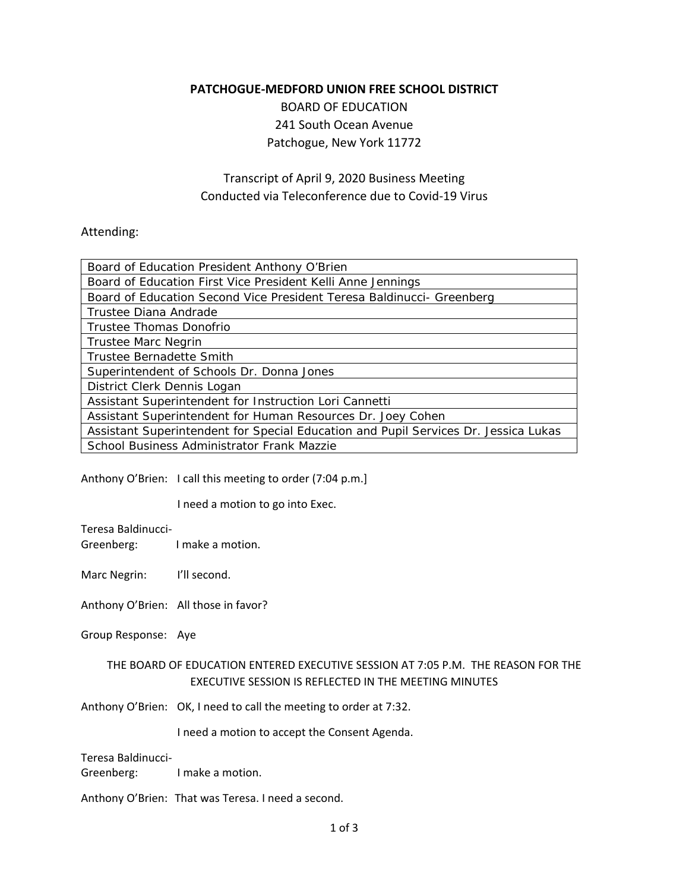**PATCHOGUE-MEDFORD UNION FREE SCHOOL DISTRICT**

BOARD OF EDUCATION
241 South Ocean Avenue
Patchogue, New York 11772

Transcript of April 9, 2020 Business Meeting
Conducted via Teleconference due to Covid-19 Virus

Attending:

| |
|---|
| Board of Education President Anthony O'Brien |
| Board of Education First Vice President Kelli Anne Jennings |
| Board of Education Second Vice President Teresa Baldinucci- Greenberg |
| Trustee Diana Andrade |
| Trustee Thomas Donofrio |
| Trustee Marc Negrin |
| Trustee Bernadette Smith |
| Superintendent of Schools Dr. Donna Jones |
| District Clerk Dennis Logan |
| Assistant Superintendent for Instruction Lori Cannetti |
| Assistant Superintendent for Human Resources Dr. Joey Cohen |
| Assistant Superintendent for Special Education and Pupil Services Dr. Jessica Lukas |
| School Business Administrator Frank Mazzie |

Anthony O'Brien: I call this meeting to order (7:04 p.m.]

I need a motion to go into Exec.

Teresa Baldinucci-Greenberg: I make a motion.

Marc Negrin: I'll second.

Anthony O'Brien: All those in favor?

Group Response: Aye

THE BOARD OF EDUCATION ENTERED EXECUTIVE SESSION AT 7:05 P.M. THE REASON FOR THE EXECUTIVE SESSION IS REFLECTED IN THE MEETING MINUTES

Anthony O'Brien: OK, I need to call the meeting to order at 7:32.

I need a motion to accept the Consent Agenda.

Teresa Baldinucci-Greenberg: I make a motion.

Anthony O'Brien: That was Teresa. I need a second.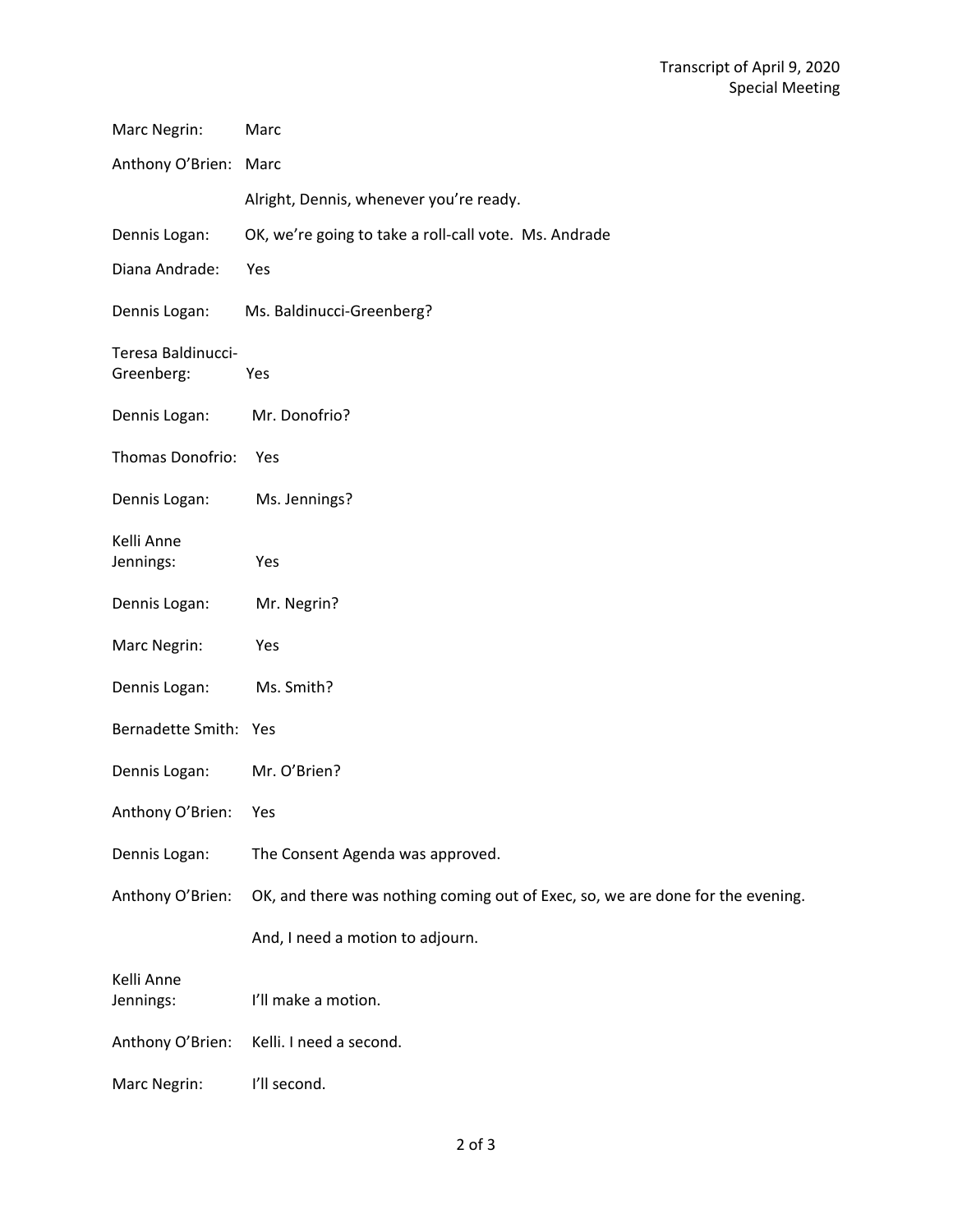Marc Negrin: Marc

Anthony O'Brien: Marc

Alright, Dennis, whenever you're ready.

Dennis Logan: OK, we're going to take a roll-call vote. Ms. Andrade

Diana Andrade: Yes

Dennis Logan: Ms. Baldinucci-Greenberg?

Teresa Baldinucci-Greenberg: Yes

Dennis Logan: Mr. Donofrio?

Thomas Donofrio: Yes

Dennis Logan: Ms. Jennings?

Kelli Anne Jennings: Yes

Dennis Logan: Mr. Negrin?

Marc Negrin: Yes

Dennis Logan: Ms. Smith?

Bernadette Smith: Yes

Dennis Logan: Mr. O'Brien?

Anthony O'Brien: Yes

Dennis Logan: The Consent Agenda was approved.

Anthony O'Brien: OK, and there was nothing coming out of Exec, so, we are done for the evening.

And, I need a motion to adjourn.

Kelli Anne Jennings: I'll make a motion.

Anthony O'Brien: Kelli. I need a second.

Marc Negrin: I'll second.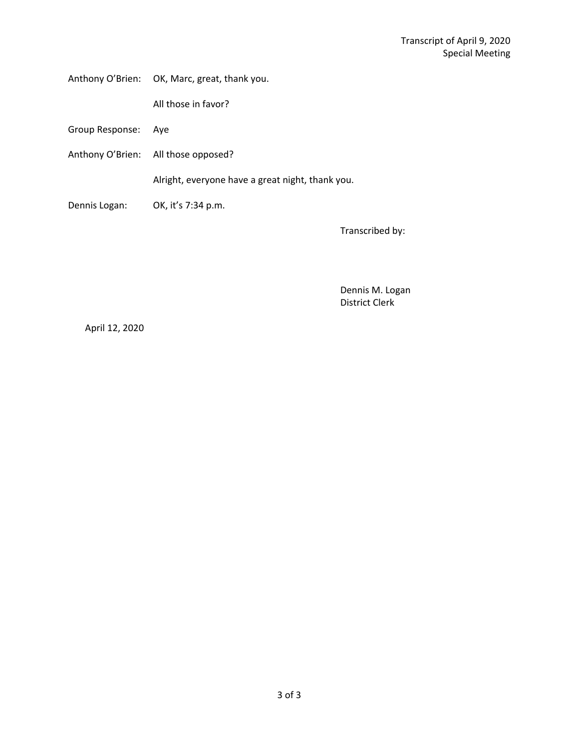Anthony O'Brien: OK, Marc, great, thank you.

All those in favor?

Group Response: Aye

Anthony O'Brien: All those opposed?

Alright, everyone have a great night, thank you.

Dennis Logan: OK, it's 7:34 p.m.

Transcribed by:

Dennis M. Logan
District Clerk

April 12, 2020